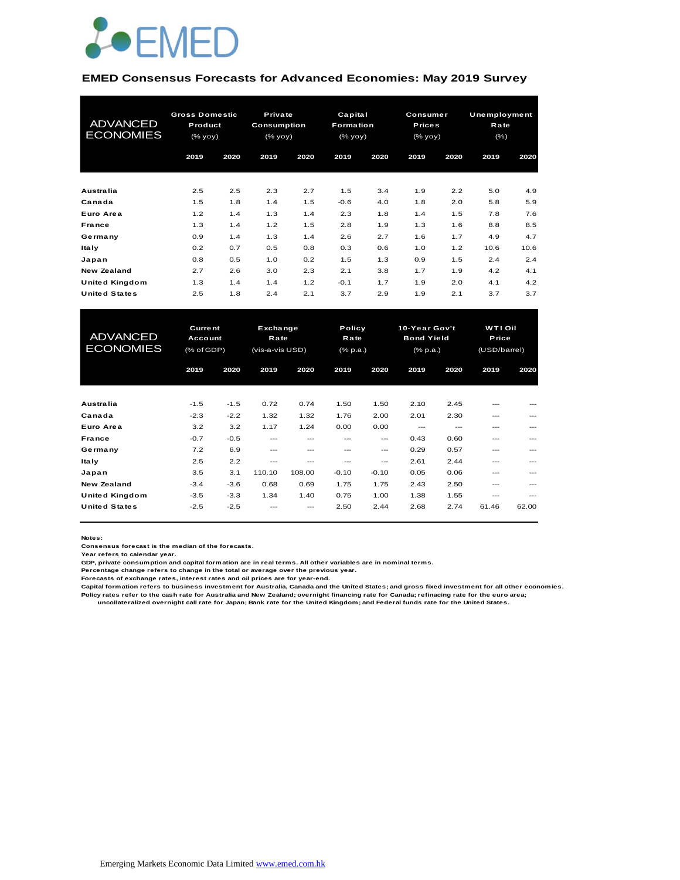EMED

# EMED Consensus Forecasts for Advanced Economies: May 2019 Survey

| ADVANCED ECONOMIES | Gross Domestic Product (% yoy) | | Private Consumption (% yoy) | | Capital Formation (% yoy) | | Consumer Prices (% yoy) | | Unemployment Rate (%) | |
|---|---|---|---|---|---|---|---|---|---|---|
| | 2019 | 2020 | 2019 | 2020 | 2019 | 2020 | 2019 | 2020 | 2019 | 2020 |
| Australia | 2.5 | 2.5 | 2.3 | 2.7 | 1.5 | 3.4 | 1.9 | 2.2 | 5.0 | 4.9 |
| Canada | 1.5 | 1.8 | 1.4 | 1.5 | -0.6 | 4.0 | 1.8 | 2.0 | 5.8 | 5.9 |
| Euro Area | 1.2 | 1.4 | 1.3 | 1.4 | 2.3 | 1.8 | 1.4 | 1.5 | 7.8 | 7.6 |
| France | 1.3 | 1.4 | 1.2 | 1.5 | 2.8 | 1.9 | 1.3 | 1.6 | 8.8 | 8.5 |
| Germany | 0.9 | 1.4 | 1.3 | 1.4 | 2.6 | 2.7 | 1.6 | 1.7 | 4.9 | 4.7 |
| Italy | 0.2 | 0.7 | 0.5 | 0.8 | 0.3 | 0.6 | 1.0 | 1.2 | 10.6 | 10.6 |
| Japan | 0.8 | 0.5 | 1.0 | 0.2 | 1.5 | 1.3 | 0.9 | 1.5 | 2.4 | 2.4 |
| New Zealand | 2.7 | 2.6 | 3.0 | 2.3 | 2.1 | 3.8 | 1.7 | 1.9 | 4.2 | 4.1 |
| United Kingdom | 1.3 | 1.4 | 1.4 | 1.2 | -0.1 | 1.7 | 1.9 | 2.0 | 4.1 | 4.2 |
| United States | 2.5 | 1.8 | 2.4 | 2.1 | 3.7 | 2.9 | 1.9 | 2.1 | 3.7 | 3.7 |

| ADVANCED ECONOMIES | Current Account (% of GDP) | | Exchange Rate (vis-a-vis USD) | | Policy Rate (% p.a.) | | 10-Year Gov't Bond Yield (% p.a.) | | WTI Oil Price (USD/barrel) | |
|---|---|---|---|---|---|---|---|---|---|---|
| | 2019 | 2020 | 2019 | 2020 | 2019 | 2020 | 2019 | 2020 | 2019 | 2020 |
| Australia | -1.5 | -1.5 | 0.72 | 0.74 | 1.50 | 1.50 | 2.10 | 2.45 | --- | --- |
| Canada | -2.3 | -2.2 | 1.32 | 1.32 | 1.76 | 2.00 | 2.01 | 2.30 | --- | --- |
| Euro Area | 3.2 | 3.2 | 1.17 | 1.24 | 0.00 | 0.00 | --- | --- | --- | --- |
| France | -0.7 | -0.5 | --- | --- | --- | --- | 0.43 | 0.60 | --- | --- |
| Germany | 7.2 | 6.9 | --- | --- | --- | --- | 0.29 | 0.57 | --- | --- |
| Italy | 2.5 | 2.2 | --- | --- | --- | --- | 2.61 | 2.44 | --- | --- |
| Japan | 3.5 | 3.1 | 110.10 | 108.00 | -0.10 | -0.10 | 0.05 | 0.06 | --- | --- |
| New Zealand | -3.4 | -3.6 | 0.68 | 0.69 | 1.75 | 1.75 | 2.43 | 2.50 | --- | --- |
| United Kingdom | -3.5 | -3.3 | 1.34 | 1.40 | 0.75 | 1.00 | 1.38 | 1.55 | --- | --- |
| United States | -2.5 | -2.5 | --- | --- | 2.50 | 2.44 | 2.68 | 2.74 | 61.46 | 62.00 |

**Notes:**
Consensus forecast is the median of the forecasts.
Year refers to calendar year.
GDP, private consumption and capital formation are in real terms. All other variables are in nominal terms.
Percentage change refers to change in the total or average over the previous year.
Forecasts of exchange rates, interest rates and oil prices are for year-end.
Capital formation refers to business investment for Australia, Canada and the United States; and gross fixed investment for all other economies.
Policy rates refer to the cash rate for Australia and New Zealand; overnight financing rate for Canada; refinacing rate for the euro area;
uncollateralized overnight call rate for Japan; Bank rate for the United Kingdom; and Federal funds rate for the United States.

Emerging Markets Economic Data Limited www.emed.com.hk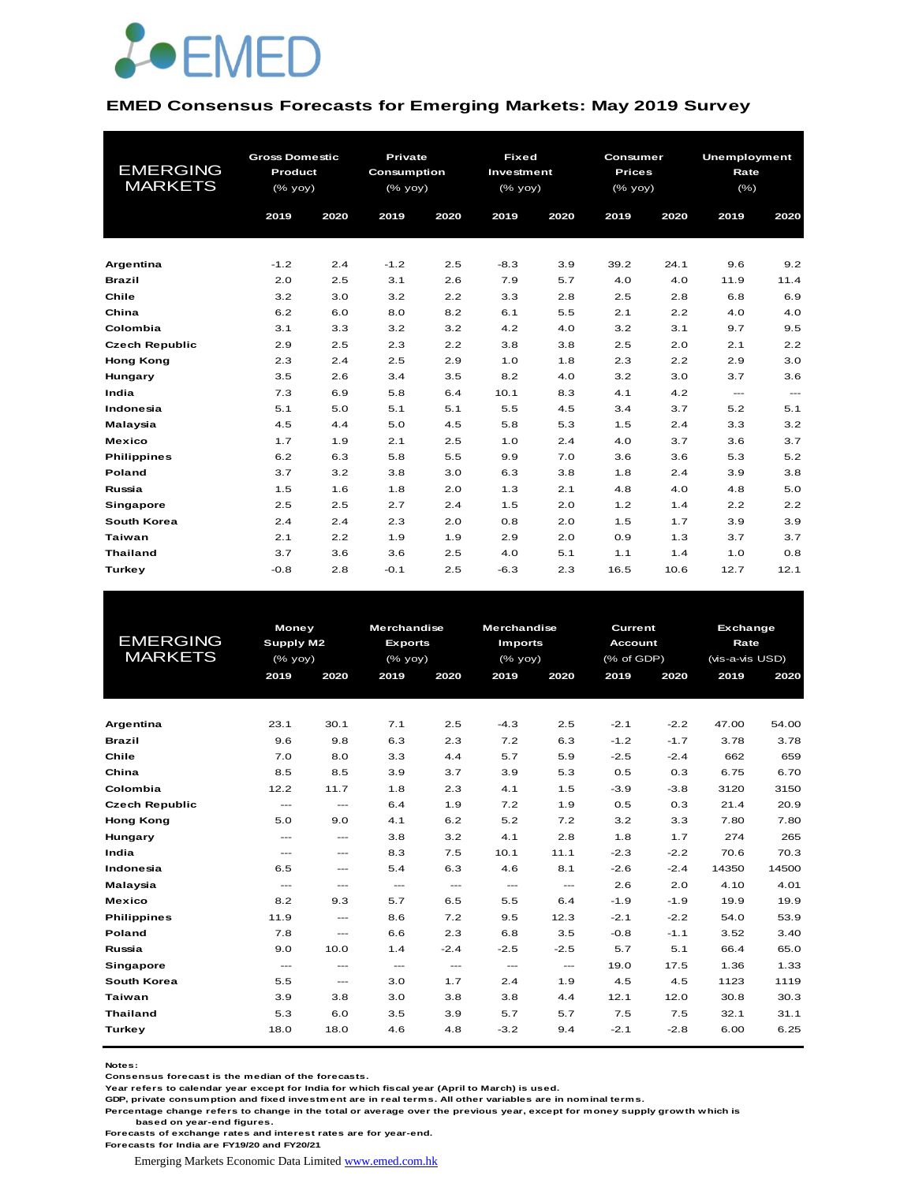EMED

## EMED Consensus Forecasts for Emerging Markets: May 2019 Survey

| EMERGING MARKETS | Gross Domestic Product (% yoy) | | Private Consumption (% yoy) | | Fixed Investment (% yoy) | | Consumer Prices (% yoy) | | Unemployment Rate (%) | |
|---|---|---|---|---|---|---|---|---|---|---|
| | 2019 | 2020 | 2019 | 2020 | 2019 | 2020 | 2019 | 2020 | 2019 | 2020 |
| **Argentina** | -1.2 | 2.4 | -1.2 | 2.5 | -8.3 | 3.9 | 39.2 | 24.1 | 9.6 | 9.2 |
| **Brazil** | 2.0 | 2.5 | 3.1 | 2.6 | 7.9 | 5.7 | 4.0 | 4.0 | 11.9 | 11.4 |
| **Chile** | 3.2 | 3.0 | 3.2 | 2.2 | 3.3 | 2.8 | 2.5 | 2.8 | 6.8 | 6.9 |
| **China** | 6.2 | 6.0 | 8.0 | 8.2 | 6.1 | 5.5 | 2.1 | 2.2 | 4.0 | 4.0 |
| **Colombia** | 3.1 | 3.3 | 3.2 | 3.2 | 4.2 | 4.0 | 3.2 | 3.1 | 9.7 | 9.5 |
| **Czech Republic** | 2.9 | 2.5 | 2.3 | 2.2 | 3.8 | 3.8 | 2.5 | 2.0 | 2.1 | 2.2 |
| **Hong Kong** | 2.3 | 2.4 | 2.5 | 2.9 | 1.0 | 1.8 | 2.3 | 2.2 | 2.9 | 3.0 |
| **Hungary** | 3.5 | 2.6 | 3.4 | 3.5 | 8.2 | 4.0 | 3.2 | 3.0 | 3.7 | 3.6 |
| **India** | 7.3 | 6.9 | 5.8 | 6.4 | 10.1 | 8.3 | 4.1 | 4.2 | --- | --- |
| **Indonesia** | 5.1 | 5.0 | 5.1 | 5.1 | 5.5 | 4.5 | 3.4 | 3.7 | 5.2 | 5.1 |
| **Malaysia** | 4.5 | 4.4 | 5.0 | 4.5 | 5.8 | 5.3 | 1.5 | 2.4 | 3.3 | 3.2 |
| **Mexico** | 1.7 | 1.9 | 2.1 | 2.5 | 1.0 | 2.4 | 4.0 | 3.7 | 3.6 | 3.7 |
| **Philippines** | 6.2 | 6.3 | 5.8 | 5.5 | 9.9 | 7.0 | 3.6 | 3.6 | 5.3 | 5.2 |
| **Poland** | 3.7 | 3.2 | 3.8 | 3.0 | 6.3 | 3.8 | 1.8 | 2.4 | 3.9 | 3.8 |
| **Russia** | 1.5 | 1.6 | 1.8 | 2.0 | 1.3 | 2.1 | 4.8 | 4.0 | 4.8 | 5.0 |
| **Singapore** | 2.5 | 2.5 | 2.7 | 2.4 | 1.5 | 2.0 | 1.2 | 1.4 | 2.2 | 2.2 |
| **South Korea** | 2.4 | 2.4 | 2.3 | 2.0 | 0.8 | 2.0 | 1.5 | 1.7 | 3.9 | 3.9 |
| **Taiwan** | 2.1 | 2.2 | 1.9 | 1.9 | 2.9 | 2.0 | 0.9 | 1.3 | 3.7 | 3.7 |
| **Thailand** | 3.7 | 3.6 | 3.6 | 2.5 | 4.0 | 5.1 | 1.1 | 1.4 | 1.0 | 0.8 |
| **Turkey** | -0.8 | 2.8 | -0.1 | 2.5 | -6.3 | 2.3 | 16.5 | 10.6 | 12.7 | 12.1 |

| EMERGING MARKETS | Money Supply M2 (% yoy) | | Merchandise Exports (% yoy) | | Merchandise Imports (% yoy) | | Current Account (% of GDP) | | Exchange Rate (vis-a-vis USD) | |
|---|---|---|---|---|---|---|---|---|---|---|
| | 2019 | 2020 | 2019 | 2020 | 2019 | 2020 | 2019 | 2020 | 2019 | 2020 |
| **Argentina** | 23.1 | 30.1 | 7.1 | 2.5 | -4.3 | 2.5 | -2.1 | -2.2 | 47.00 | 54.00 |
| **Brazil** | 9.6 | 9.8 | 6.3 | 2.3 | 7.2 | 6.3 | -1.2 | -1.7 | 3.78 | 3.78 |
| **Chile** | 7.0 | 8.0 | 3.3 | 4.4 | 5.7 | 5.9 | -2.5 | -2.4 | 662 | 659 |
| **China** | 8.5 | 8.5 | 3.9 | 3.7 | 3.9 | 5.3 | 0.5 | 0.3 | 6.75 | 6.70 |
| **Colombia** | 12.2 | 11.7 | 1.8 | 2.3 | 4.1 | 1.5 | -3.9 | -3.8 | 3120 | 3150 |
| **Czech Republic** | --- | --- | 6.4 | 1.9 | 7.2 | 1.9 | 0.5 | 0.3 | 21.4 | 20.9 |
| **Hong Kong** | 5.0 | 9.0 | 4.1 | 6.2 | 5.2 | 7.2 | 3.2 | 3.3 | 7.80 | 7.80 |
| **Hungary** | --- | --- | 3.8 | 3.2 | 4.1 | 2.8 | 1.8 | 1.7 | 274 | 265 |
| **India** | --- | --- | 8.3 | 7.5 | 10.1 | 11.1 | -2.3 | -2.2 | 70.6 | 70.3 |
| **Indonesia** | 6.5 | --- | 5.4 | 6.3 | 4.6 | 8.1 | -2.6 | -2.4 | 14350 | 14500 |
| **Malaysia** | --- | --- | --- | --- | --- | --- | 2.6 | 2.0 | 4.10 | 4.01 |
| **Mexico** | 8.2 | 9.3 | 5.7 | 6.5 | 5.5 | 6.4 | -1.9 | -1.9 | 19.9 | 19.9 |
| **Philippines** | 11.9 | --- | 8.6 | 7.2 | 9.5 | 12.3 | -2.1 | -2.2 | 54.0 | 53.9 |
| **Poland** | 7.8 | --- | 6.6 | 2.3 | 6.8 | 3.5 | -0.8 | -1.1 | 3.52 | 3.40 |
| **Russia** | 9.0 | 10.0 | 1.4 | -2.4 | -2.5 | -2.5 | 5.7 | 5.1 | 66.4 | 65.0 |
| **Singapore** | --- | --- | --- | --- | --- | --- | 19.0 | 17.5 | 1.36 | 1.33 |
| **South Korea** | 5.5 | --- | 3.0 | 1.7 | 2.4 | 1.9 | 4.5 | 4.5 | 1123 | 1119 |
| **Taiwan** | 3.9 | 3.8 | 3.0 | 3.8 | 3.8 | 4.4 | 12.1 | 12.0 | 30.8 | 30.3 |
| **Thailand** | 5.3 | 6.0 | 3.5 | 3.9 | 5.7 | 5.7 | 7.5 | 7.5 | 32.1 | 31.1 |
| **Turkey** | 18.0 | 18.0 | 4.6 | 4.8 | -3.2 | 9.4 | -2.1 | -2.8 | 6.00 | 6.25 |

**Notes:**
**Consensus forecast is the median of the forecasts.**
**Year refers to calendar year except for India for which fiscal year (April to March) is used.**
**GDP, private consumption and fixed investment are in real terms. All other variables are in nominal terms.**
**Percentage change refers to change in the total or average over the previous year, except for money supply growth which is based on year-end figures.**
**Forecasts of exchange rates and interest rates are for year-end.**
**Forecasts for India are FY19/20 and FY20/21**

Emerging Markets Economic Data Limited [www.emed.com.hk](http://www.emed.com.hk)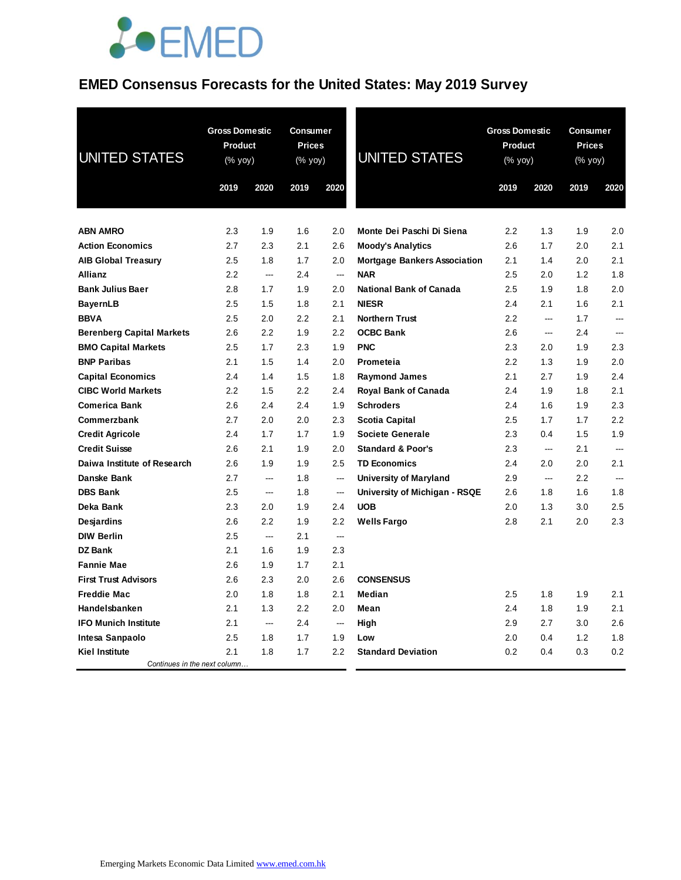# EMED Consensus Forecasts for the United States: May 2019 Survey

| UNITED STATES | Gross Domestic Product (% yoy) | | Consumer Prices (% yoy) | |
|---|---|---|---|---|
| | 2019 | 2020 | 2019 | 2020 |
| **ABN AMRO** | 2.3 | 1.9 | 1.6 | 2.0 |
| **Action Economics** | 2.7 | 2.3 | 2.1 | 2.6 |
| **AIB Global Treasury** | 2.5 | 1.8 | 1.7 | 2.0 |
| **Allianz** | 2.2 | --- | 2.4 | --- |
| **Bank Julius Baer** | 2.8 | 1.7 | 1.9 | 2.0 |
| **BayernLB** | 2.5 | 1.5 | 1.8 | 2.1 |
| **BBVA** | 2.5 | 2.0 | 2.2 | 2.1 |
| **Berenberg Capital Markets** | 2.6 | 2.2 | 1.9 | 2.2 |
| **BMO Capital Markets** | 2.5 | 1.7 | 2.3 | 1.9 |
| **BNP Paribas** | 2.1 | 1.5 | 1.4 | 2.0 |
| **Capital Economics** | 2.4 | 1.4 | 1.5 | 1.8 |
| **CIBC World Markets** | 2.2 | 1.5 | 2.2 | 2.4 |
| **Comerica Bank** | 2.6 | 2.4 | 2.4 | 1.9 |
| **Commerzbank** | 2.7 | 2.0 | 2.0 | 2.3 |
| **Credit Agricole** | 2.4 | 1.7 | 1.7 | 1.9 |
| **Credit Suisse** | 2.6 | 2.1 | 1.9 | 2.0 |
| **Daiwa Institute of Research** | 2.6 | 1.9 | 1.9 | 2.5 |
| **Danske Bank** | 2.7 | --- | 1.8 | --- |
| **DBS Bank** | 2.5 | --- | 1.8 | --- |
| **Deka Bank** | 2.3 | 2.0 | 1.9 | 2.4 |
| **Desjardins** | 2.6 | 2.2 | 1.9 | 2.2 |
| **DIW Berlin** | 2.5 | --- | 2.1 | --- |
| **DZ Bank** | 2.1 | 1.6 | 1.9 | 2.3 |
| **Fannie Mae** | 2.6 | 1.9 | 1.7 | 2.1 |
| **First Trust Advisors** | 2.6 | 2.3 | 2.0 | 2.6 |
| **Freddie Mac** | 2.0 | 1.8 | 1.8 | 2.1 |
| **Handelsbanken** | 2.1 | 1.3 | 2.2 | 2.0 |
| **IFO Munich Institute** | 2.1 | --- | 2.4 | --- |
| **Intesa Sanpaolo** | 2.5 | 1.8 | 1.7 | 1.9 |
| **Kiel Institute** | 2.1 | 1.8 | 1.7 | 2.2 |
| **Monte Dei Paschi Di Siena** | 2.2 | 1.3 | 1.9 | 2.0 |
| **Moody's Analytics** | 2.6 | 1.7 | 2.0 | 2.1 |
| **Mortgage Bankers Association** | 2.1 | 1.4 | 2.0 | 2.1 |
| **NAR** | 2.5 | 2.0 | 1.2 | 1.8 |
| **National Bank of Canada** | 2.5 | 1.9 | 1.8 | 2.0 |
| **NIESR** | 2.4 | 2.1 | 1.6 | 2.1 |
| **Northern Trust** | 2.2 | --- | 1.7 | --- |
| **OCBC Bank** | 2.6 | --- | 2.4 | --- |
| **PNC** | 2.3 | 2.0 | 1.9 | 2.3 |
| **Prometeia** | 2.2 | 1.3 | 1.9 | 2.0 |
| **Raymond James** | 2.1 | 2.7 | 1.9 | 2.4 |
| **Royal Bank of Canada** | 2.4 | 1.9 | 1.8 | 2.1 |
| **Schroders** | 2.4 | 1.6 | 1.9 | 2.3 |
| **Scotia Capital** | 2.5 | 1.7 | 1.7 | 2.2 |
| **Societe Generale** | 2.3 | 0.4 | 1.5 | 1.9 |
| **Standard & Poor's** | 2.3 | --- | 2.1 | --- |
| **TD Economics** | 2.4 | 2.0 | 2.0 | 2.1 |
| **University of Maryland** | 2.9 | --- | 2.2 | --- |
| **University of Michigan - RSQE** | 2.6 | 1.8 | 1.6 | 1.8 |
| **UOB** | 2.0 | 1.3 | 3.0 | 2.5 |
| **Wells Fargo** | 2.8 | 2.1 | 2.0 | 2.3 |
| **CONSENSUS** | | | | |
| **Median** | 2.5 | 1.8 | 1.9 | 2.1 |
| **Mean** | 2.4 | 1.8 | 1.9 | 2.1 |
| **High** | 2.9 | 2.7 | 3.0 | 2.6 |
| **Low** | 2.0 | 0.4 | 1.2 | 1.8 |
| **Standard Deviation** | 0.2 | 0.4 | 0.3 | 0.2 |

*Continues in the next column…*

Emerging Markets Economic Data Limited www.emed.com.hk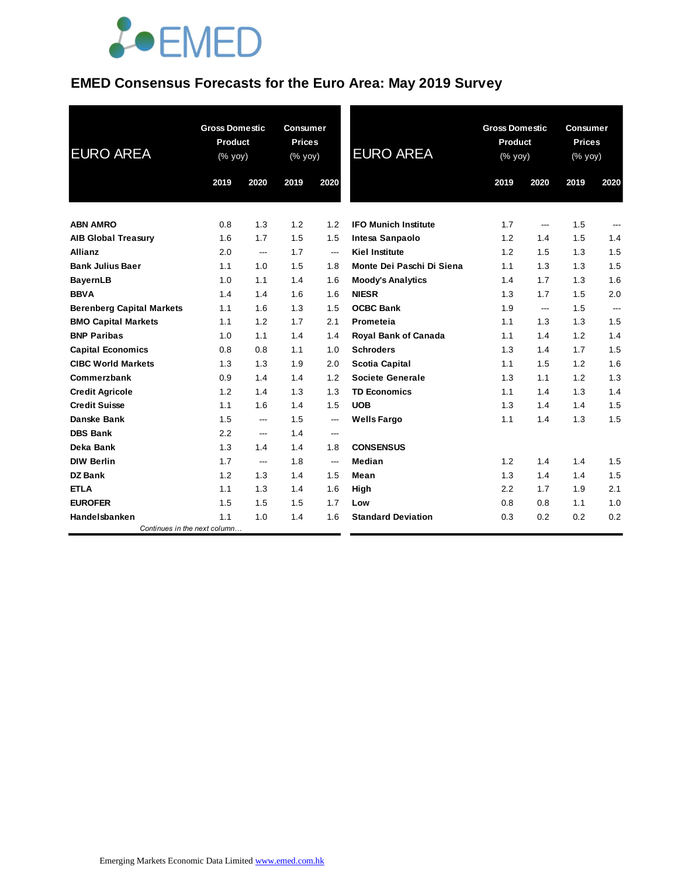# EMED Consensus Forecasts for the Euro Area: May 2019 Survey

| EURO AREA | Gross Domestic Product (% yoy) | | Consumer Prices (% yoy) | |
|---|---|---|---|---|
| | 2019 | 2020 | 2019 | 2020 |
| **ABN AMRO** | 0.8 | 1.3 | 1.2 | 1.2 |
| **AIB Global Treasury** | 1.6 | 1.7 | 1.5 | 1.5 |
| **Allianz** | 2.0 | --- | 1.7 | --- |
| **Bank Julius Baer** | 1.1 | 1.0 | 1.5 | 1.8 |
| **BayernLB** | 1.0 | 1.1 | 1.4 | 1.6 |
| **BBVA** | 1.4 | 1.4 | 1.6 | 1.6 |
| **Berenberg Capital Markets** | 1.1 | 1.6 | 1.3 | 1.5 |
| **BMO Capital Markets** | 1.1 | 1.2 | 1.7 | 2.1 |
| **BNP Paribas** | 1.0 | 1.1 | 1.4 | 1.4 |
| **Capital Economics** | 0.8 | 0.8 | 1.1 | 1.0 |
| **CIBC World Markets** | 1.3 | 1.3 | 1.9 | 2.0 |
| **Commerzbank** | 0.9 | 1.4 | 1.4 | 1.2 |
| **Credit Agricole** | 1.2 | 1.4 | 1.3 | 1.3 |
| **Credit Suisse** | 1.1 | 1.6 | 1.4 | 1.5 |
| **Danske Bank** | 1.5 | --- | 1.5 | --- |
| **DBS Bank** | 2.2 | --- | 1.4 | --- |
| **Deka Bank** | 1.3 | 1.4 | 1.4 | 1.8 |
| **DIW Berlin** | 1.7 | --- | 1.8 | --- |
| **DZ Bank** | 1.2 | 1.3 | 1.4 | 1.5 |
| **ETLA** | 1.1 | 1.3 | 1.4 | 1.6 |
| **EUROFER** | 1.5 | 1.5 | 1.5 | 1.7 |
| **Handelsbanken** | 1.1 | 1.0 | 1.4 | 1.6 |
| **IFO Munich Institute** | 1.7 | --- | 1.5 | --- |
| **Intesa Sanpaolo** | 1.2 | 1.4 | 1.5 | 1.4 |
| **Kiel Institute** | 1.2 | 1.5 | 1.3 | 1.5 |
| **Monte Dei Paschi Di Siena** | 1.1 | 1.3 | 1.3 | 1.5 |
| **Moody's Analytics** | 1.4 | 1.7 | 1.3 | 1.6 |
| **NIESR** | 1.3 | 1.7 | 1.5 | 2.0 |
| **OCBC Bank** | 1.9 | --- | 1.5 | --- |
| **Prometeia** | 1.1 | 1.3 | 1.3 | 1.5 |
| **Royal Bank of Canada** | 1.1 | 1.4 | 1.2 | 1.4 |
| **Schroders** | 1.3 | 1.4 | 1.7 | 1.5 |
| **Scotia Capital** | 1.1 | 1.5 | 1.2 | 1.6 |
| **Societe Generale** | 1.3 | 1.1 | 1.2 | 1.3 |
| **TD Economics** | 1.1 | 1.4 | 1.3 | 1.4 |
| **UOB** | 1.3 | 1.4 | 1.4 | 1.5 |
| **Wells Fargo** | 1.1 | 1.4 | 1.3 | 1.5 |
| **CONSENSUS** | | | | |
| **Median** | 1.2 | 1.4 | 1.4 | 1.5 |
| **Mean** | 1.3 | 1.4 | 1.4 | 1.5 |
| **High** | 2.2 | 1.7 | 1.9 | 2.1 |
| **Low** | 0.8 | 0.8 | 1.1 | 1.0 |
| **Standard Deviation** | 0.3 | 0.2 | 0.2 | 0.2 |

Emerging Markets Economic Data Limited www.emed.com.hk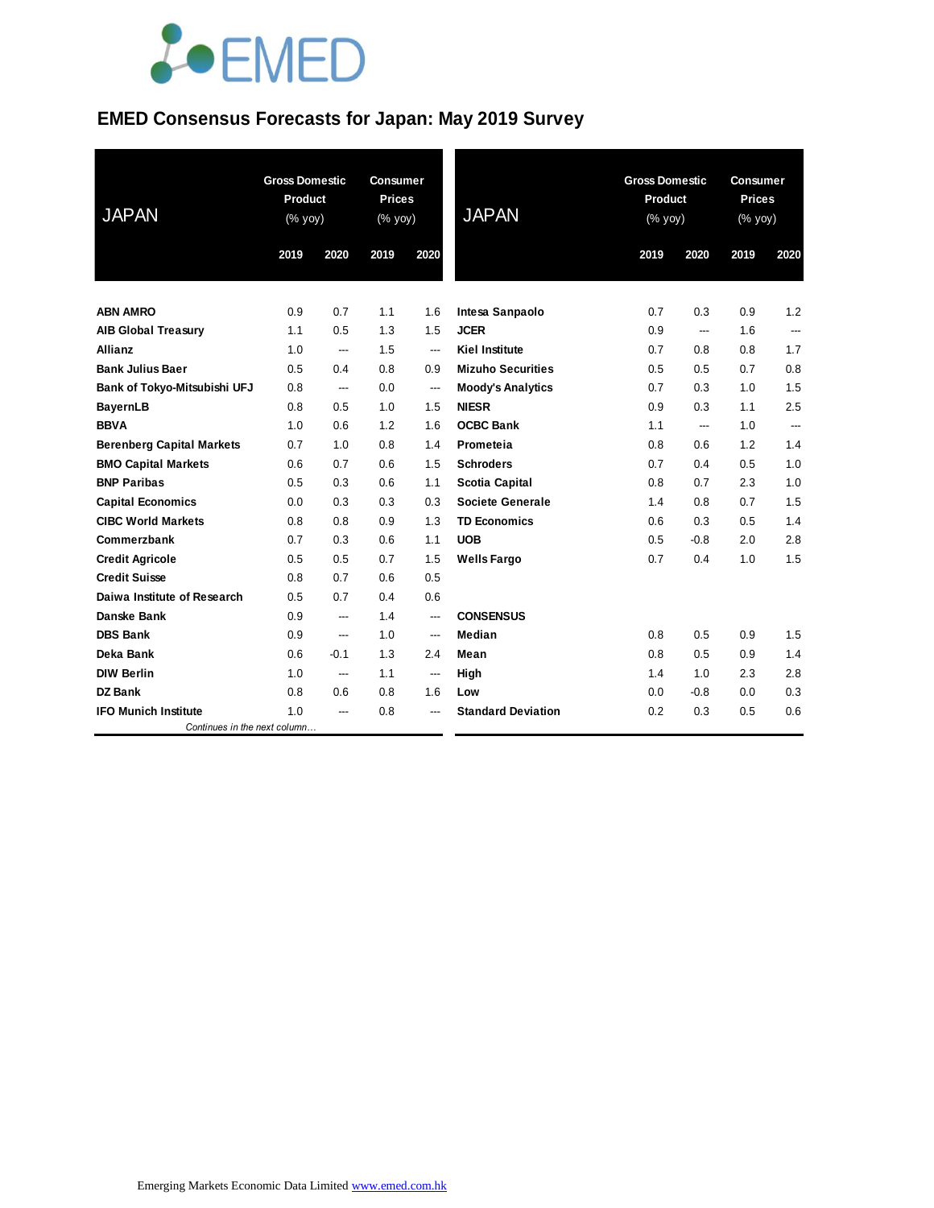# EMED Consensus Forecasts for Japan: May 2019 Survey

| JAPAN | Gross Domestic Product (% yoy) | | Consumer Prices (% yoy) | |
|---|---|---|---|---|
| | 2019 | 2020 | 2019 | 2020 |
| **ABN AMRO** | 0.9 | 0.7 | 1.1 | 1.6 |
| **AIB Global Treasury** | 1.1 | 0.5 | 1.3 | 1.5 |
| **Allianz** | 1.0 | --- | 1.5 | --- |
| **Bank Julius Baer** | 0.5 | 0.4 | 0.8 | 0.9 |
| **Bank of Tokyo-Mitsubishi UFJ** | 0.8 | --- | 0.0 | --- |
| **BayernLB** | 0.8 | 0.5 | 1.0 | 1.5 |
| **BBVA** | 1.0 | 0.6 | 1.2 | 1.6 |
| **Berenberg Capital Markets** | 0.7 | 1.0 | 0.8 | 1.4 |
| **BMO Capital Markets** | 0.6 | 0.7 | 0.6 | 1.5 |
| **BNP Paribas** | 0.5 | 0.3 | 0.6 | 1.1 |
| **Capital Economics** | 0.0 | 0.3 | 0.3 | 0.3 |
| **CIBC World Markets** | 0.8 | 0.8 | 0.9 | 1.3 |
| **Commerzbank** | 0.7 | 0.3 | 0.6 | 1.1 |
| **Credit Agricole** | 0.5 | 0.5 | 0.7 | 1.5 |
| **Credit Suisse** | 0.8 | 0.7 | 0.6 | 0.5 |
| **Daiwa Institute of Research** | 0.5 | 0.7 | 0.4 | 0.6 |
| **Danske Bank** | 0.9 | --- | 1.4 | --- |
| **DBS Bank** | 0.9 | --- | 1.0 | --- |
| **Deka Bank** | 0.6 | -0.1 | 1.3 | 2.4 |
| **DIW Berlin** | 1.0 | --- | 1.1 | --- |
| **DZ Bank** | 0.8 | 0.6 | 0.8 | 1.6 |
| **IFO Munich Institute** | 1.0 | --- | 0.8 | --- |
| **Intesa Sanpaolo** | 0.7 | 0.3 | 0.9 | 1.2 |
| **JCER** | 0.9 | --- | 1.6 | --- |
| **Kiel Institute** | 0.7 | 0.8 | 0.8 | 1.7 |
| **Mizuho Securities** | 0.5 | 0.5 | 0.7 | 0.8 |
| **Moody's Analytics** | 0.7 | 0.3 | 1.0 | 1.5 |
| **NIESR** | 0.9 | 0.3 | 1.1 | 2.5 |
| **OCBC Bank** | 1.1 | --- | 1.0 | --- |
| **Prometeia** | 0.8 | 0.6 | 1.2 | 1.4 |
| **Schroders** | 0.7 | 0.4 | 0.5 | 1.0 |
| **Scotia Capital** | 0.8 | 0.7 | 2.3 | 1.0 |
| **Societe Generale** | 1.4 | 0.8 | 0.7 | 1.5 |
| **TD Economics** | 0.6 | 0.3 | 0.5 | 1.4 |
| **UOB** | 0.5 | -0.8 | 2.0 | 2.8 |
| **Wells Fargo** | 0.7 | 0.4 | 1.0 | 1.5 |
| **CONSENSUS** | | | | |
| **Median** | 0.8 | 0.5 | 0.9 | 1.5 |
| **Mean** | 0.8 | 0.5 | 0.9 | 1.4 |
| **High** | 1.4 | 1.0 | 2.3 | 2.8 |
| **Low** | 0.0 | -0.8 | 0.0 | 0.3 |
| **Standard Deviation** | 0.2 | 0.3 | 0.5 | 0.6 |

Emerging Markets Economic Data Limited www.emed.com.hk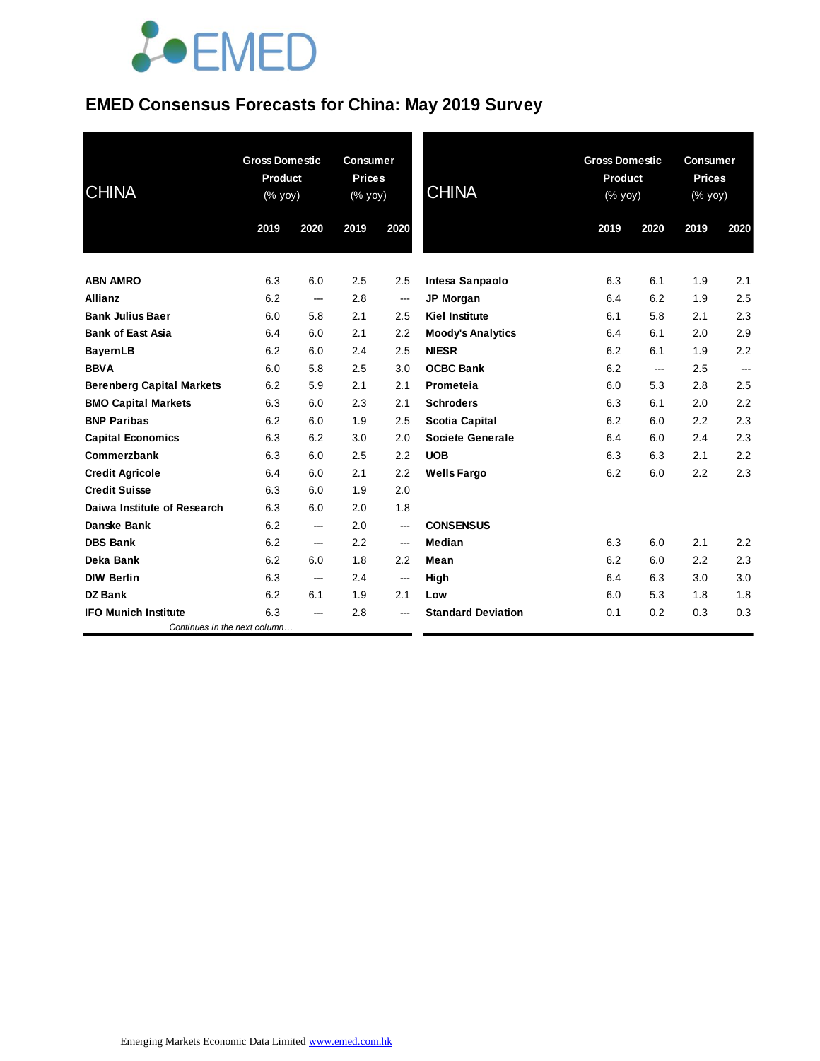# EMED Consensus Forecasts for China: May 2019 Survey

| CHINA | Gross Domestic Product (% yoy) | | Consumer Prices (% yoy) | |
|---|---|---|---|---|
| | 2019 | 2020 | 2019 | 2020 |
| **ABN AMRO** | 6.3 | 6.0 | 2.5 | 2.5 |
| **Allianz** | 6.2 | --- | 2.8 | --- |
| **Bank Julius Baer** | 6.0 | 5.8 | 2.1 | 2.5 |
| **Bank of East Asia** | 6.4 | 6.0 | 2.1 | 2.2 |
| **BayernLB** | 6.2 | 6.0 | 2.4 | 2.5 |
| **BBVA** | 6.0 | 5.8 | 2.5 | 3.0 |
| **Berenberg Capital Markets** | 6.2 | 5.9 | 2.1 | 2.1 |
| **BMO Capital Markets** | 6.3 | 6.0 | 2.3 | 2.1 |
| **BNP Paribas** | 6.2 | 6.0 | 1.9 | 2.5 |
| **Capital Economics** | 6.3 | 6.2 | 3.0 | 2.0 |
| **Commerzbank** | 6.3 | 6.0 | 2.5 | 2.2 |
| **Credit Agricole** | 6.4 | 6.0 | 2.1 | 2.2 |
| **Credit Suisse** | 6.3 | 6.0 | 1.9 | 2.0 |
| **Daiwa Institute of Research** | 6.3 | 6.0 | 2.0 | 1.8 |
| **Danske Bank** | 6.2 | --- | 2.0 | --- |
| **DBS Bank** | 6.2 | --- | 2.2 | --- |
| **Deka Bank** | 6.2 | 6.0 | 1.8 | 2.2 |
| **DIW Berlin** | 6.3 | --- | 2.4 | --- |
| **DZ Bank** | 6.2 | 6.1 | 1.9 | 2.1 |
| **IFO Munich Institute** | 6.3 | --- | 2.8 | --- |
| **Intesa Sanpaolo** | 6.3 | 6.1 | 1.9 | 2.1 |
| **JP Morgan** | 6.4 | 6.2 | 1.9 | 2.5 |
| **Kiel Institute** | 6.1 | 5.8 | 2.1 | 2.3 |
| **Moody's Analytics** | 6.4 | 6.1 | 2.0 | 2.9 |
| **NIESR** | 6.2 | 6.1 | 1.9 | 2.2 |
| **OCBC Bank** | 6.2 | --- | 2.5 | --- |
| **Prometeia** | 6.0 | 5.3 | 2.8 | 2.5 |
| **Schroders** | 6.3 | 6.1 | 2.0 | 2.2 |
| **Scotia Capital** | 6.2 | 6.0 | 2.2 | 2.3 |
| **Societe Generale** | 6.4 | 6.0 | 2.4 | 2.3 |
| **UOB** | 6.3 | 6.3 | 2.1 | 2.2 |
| **Wells Fargo** | 6.2 | 6.0 | 2.2 | 2.3 |
| **CONSENSUS** | | | | |
| **Median** | 6.3 | 6.0 | 2.1 | 2.2 |
| **Mean** | 6.2 | 6.0 | 2.2 | 2.3 |
| **High** | 6.4 | 6.3 | 3.0 | 3.0 |
| **Low** | 6.0 | 5.3 | 1.8 | 1.8 |
| **Standard Deviation** | 0.1 | 0.2 | 0.3 | 0.3 |

*Continues in the next column…*

Emerging Markets Economic Data Limited www.emed.com.hk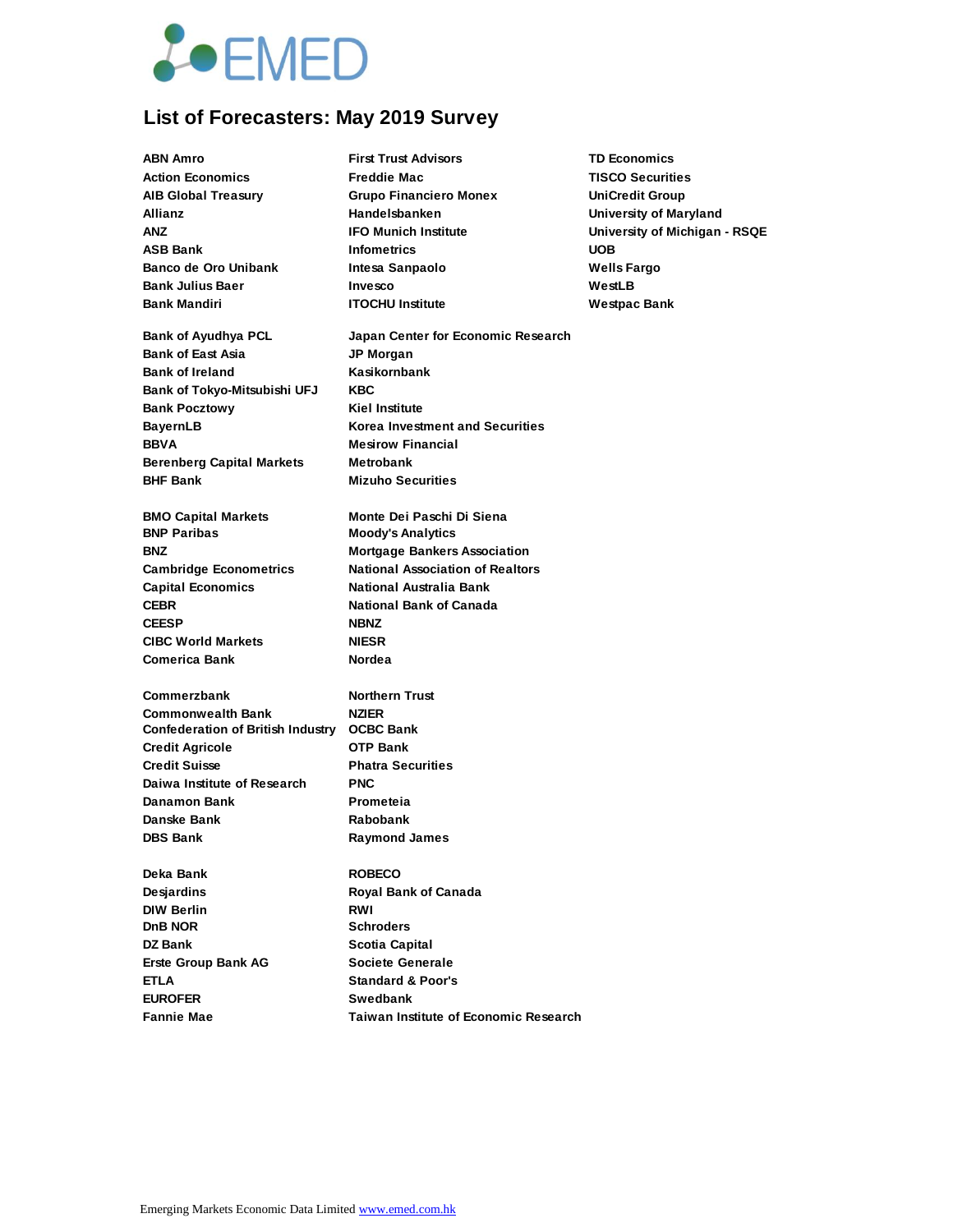EMED

## List of Forecasters: May 2019 Survey

ABN Amro
Action Economics
AIB Global Treasury
Allianz
ANZ
ASB Bank
Banco de Oro Unibank
Bank Julius Baer
Bank Mandiri

Bank of Ayudhya PCL
Bank of East Asia
Bank of Ireland
Bank of Tokyo-Mitsubishi UFJ
Bank Pocztowy
BayernLB
BBVA
Berenberg Capital Markets
BHF Bank

BMO Capital Markets
BNP Paribas
BNZ
Cambridge Econometrics
Capital Economics
CEBR
CEESP
CIBC World Markets
Comerica Bank

Commerzbank
Commonwealth Bank
Confederation of British Industry
Credit Agricole
Credit Suisse
Daiwa Institute of Research
Danamon Bank
Danske Bank
DBS Bank

Deka Bank
Desjardins
DIW Berlin
DnB NOR
DZ Bank
Erste Group Bank AG
ETLA
EUROFER
Fannie Mae

First Trust Advisors
Freddie Mac
Grupo Financiero Monex
Handelsbanken
IFO Munich Institute
Infometrics
Intesa Sanpaolo
Invesco
ITOCHU Institute

Japan Center for Economic Research
JP Morgan
Kasikornbank
KBC
Kiel Institute
Korea Investment and Securities
Mesirow Financial
Metrobank
Mizuho Securities

Monte Dei Paschi Di Siena
Moody's Analytics
Mortgage Bankers Association
National Association of Realtors
National Australia Bank
National Bank of Canada
NBNZ
NIESR
Nordea

Northern Trust
NZIER
OCBC Bank
OTP Bank
Phatra Securities
PNC
Prometeia
Rabobank
Raymond James

ROBECO
Royal Bank of Canada
RWI
Schroders
Scotia Capital
Societe Generale
Standard & Poor's
Swedbank
Taiwan Institute of Economic Research

TD Economics
TISCO Securities
UniCredit Group
University of Maryland
University of Michigan - RSQE
UOB
Wells Fargo
WestLB
Westpac Bank

Emerging Markets Economic Data Limited www.emed.com.hk